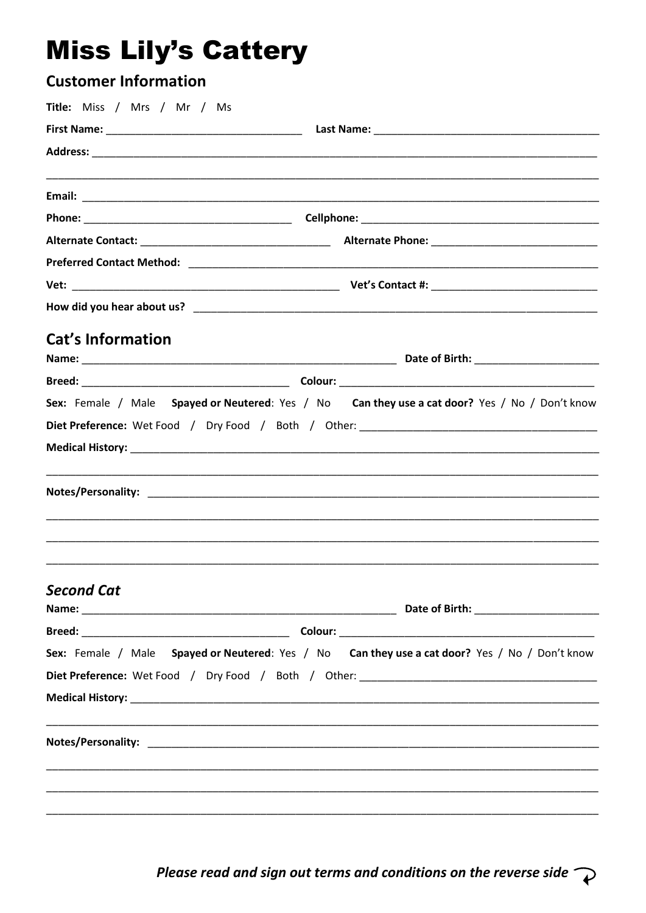# Miss Lily's Cattery

## Customer Information

**Title:** Miss / Mrs / Mr / Ms

**First Name:** ______________________________ **Last Name:** ____________________________________

**Address:** ________________________________________________________________________________

________________________________________________________________________________________

**Email:** __________________________________________________________________________________

**Phone:** _________________________________ **Cellphone:** ______________________________________

**Alternate Contact:** ______________________________ **Alternate Phone:** __________________________

**Preferred Contact Method:** ______________________________________________________________

**Vet:** ___________________________________________ **Vet's Contact #:** ___________________________

**How did you hear about us?** _____________________________________________________________

## Cat's Information

**Name:** _________________________________________________ **Date of Birth:** ____________________

**Breed:** _________________________________ **Colour:** __________________________________________

**Sex:** Female / Male **Spayed or Neutered**: Yes / No **Can they use a cat door?** Yes / No / Don't know

**Diet Preference:** Wet Food / Dry Food / Both / Other: _____________________________________

**Medical History:** _________________________________________________________________________

________________________________________________________________________________________

**Notes/Personality:** _______________________________________________________________________

________________________________________________________________________________________

________________________________________________________________________________________

________________________________________________________________________________________

### *Second Cat*

**Name:** _________________________________________________ **Date of Birth:** ____________________

**Breed:** _________________________________ **Colour:** __________________________________________

**Sex:** Female / Male **Spayed or Neutered**: Yes / No **Can they use a cat door?** Yes / No / Don't know

**Diet Preference:** Wet Food / Dry Food / Both / Other: _____________________________________

**Medical History:** _________________________________________________________________________

________________________________________________________________________________________

**Notes/Personality:** _______________________________________________________________________

________________________________________________________________________________________

________________________________________________________________________________________

________________________________________________________________________________________

***Please read and sign out terms and conditions on the reverse side***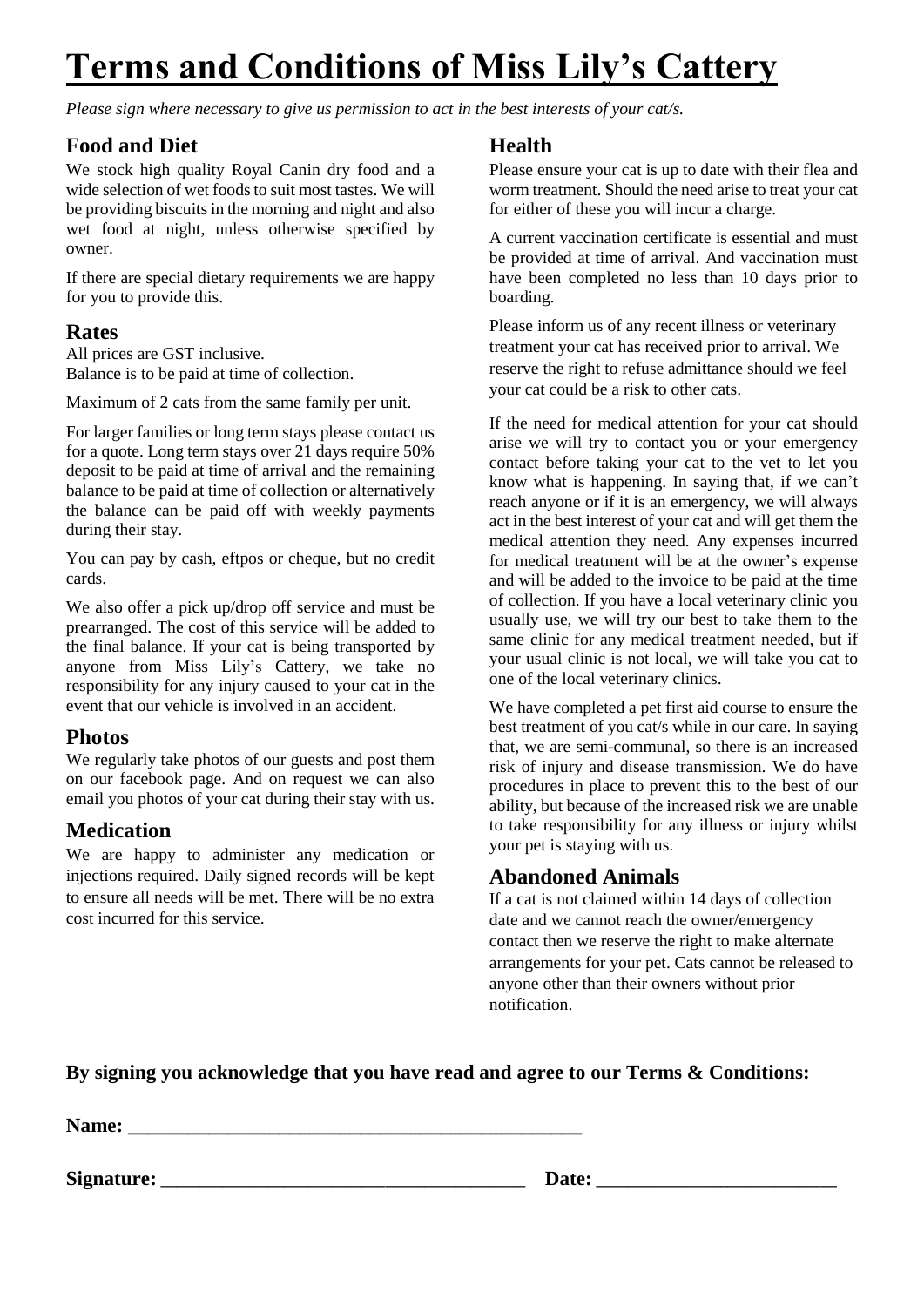# Terms and Conditions of Miss Lily's Cattery

*Please sign where necessary to give us permission to act in the best interests of your cat/s.*

## Food and Diet

We stock high quality Royal Canin dry food and a wide selection of wet foods to suit most tastes. We will be providing biscuits in the morning and night and also wet food at night, unless otherwise specified by owner.

If there are special dietary requirements we are happy for you to provide this.

## Rates

All prices are GST inclusive.
Balance is to be paid at time of collection.

Maximum of 2 cats from the same family per unit.

For larger families or long term stays please contact us for a quote. Long term stays over 21 days require 50% deposit to be paid at time of arrival and the remaining balance to be paid at time of collection or alternatively the balance can be paid off with weekly payments during their stay.

You can pay by cash, eftpos or cheque, but no credit cards.

We also offer a pick up/drop off service and must be prearranged. The cost of this service will be added to the final balance. If your cat is being transported by anyone from Miss Lily's Cattery, we take no responsibility for any injury caused to your cat in the event that our vehicle is involved in an accident.

## Photos

We regularly take photos of our guests and post them on our facebook page. And on request we can also email you photos of your cat during their stay with us.

## Medication

We are happy to administer any medication or injections required. Daily signed records will be kept to ensure all needs will be met. There will be no extra cost incurred for this service.

## Health

Please ensure your cat is up to date with their flea and worm treatment. Should the need arise to treat your cat for either of these you will incur a charge.

A current vaccination certificate is essential and must be provided at time of arrival. And vaccination must have been completed no less than 10 days prior to boarding.

Please inform us of any recent illness or veterinary treatment your cat has received prior to arrival. We reserve the right to refuse admittance should we feel your cat could be a risk to other cats.

If the need for medical attention for your cat should arise we will try to contact you or your emergency contact before taking your cat to the vet to let you know what is happening. In saying that, if we can't reach anyone or if it is an emergency, we will always act in the best interest of your cat and will get them the medical attention they need. Any expenses incurred for medical treatment will be at the owner's expense and will be added to the invoice to be paid at the time of collection. If you have a local veterinary clinic you usually use, we will try our best to take them to the same clinic for any medical treatment needed, but if your usual clinic is not local, we will take you cat to one of the local veterinary clinics.

We have completed a pet first aid course to ensure the best treatment of you cat/s while in our care. In saying that, we are semi-communal, so there is an increased risk of injury and disease transmission. We do have procedures in place to prevent this to the best of our ability, but because of the increased risk we are unable to take responsibility for any illness or injury whilst your pet is staying with us.

## Abandoned Animals

If a cat is not claimed within 14 days of collection date and we cannot reach the owner/emergency contact then we reserve the right to make alternate arrangements for your pet. Cats cannot be released to anyone other than their owners without prior notification.

**By signing you acknowledge that you have read and agree to our Terms & Conditions:**

**Name:** ______________________________________________

**Signature:** _____________________________________ **Date:** ________________________